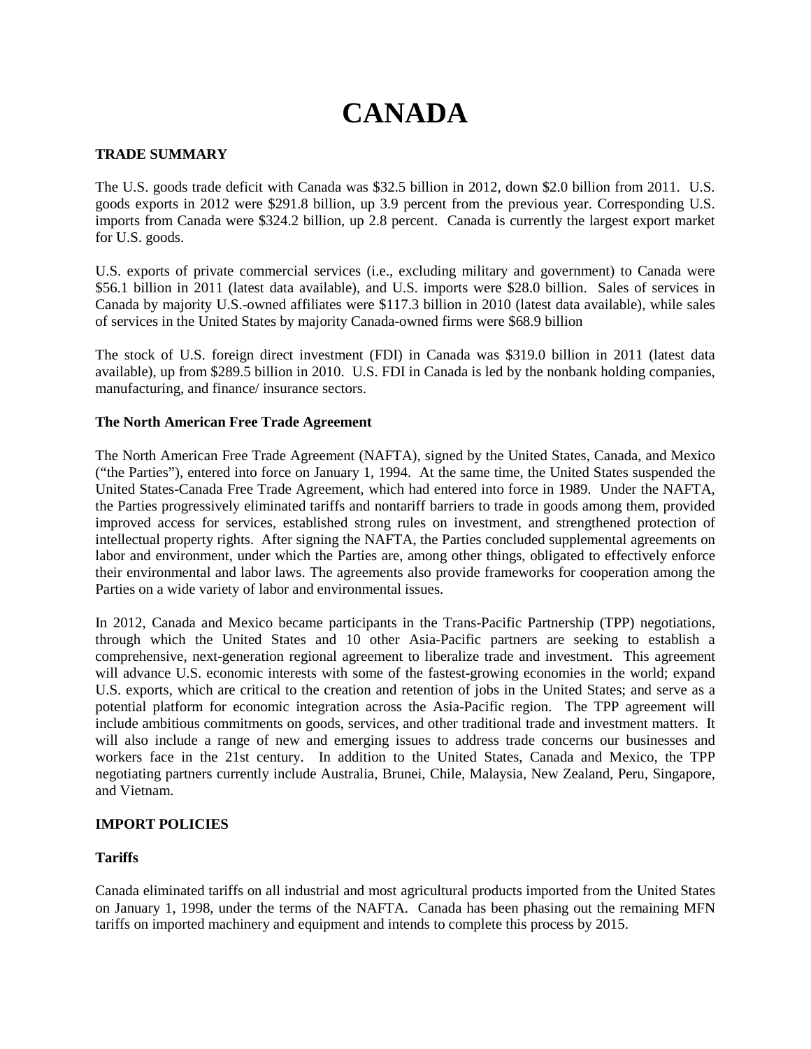# CANADA

## TRADE SUMMARY

The U.S. goods trade deficit with Canada was $32.5 billion in 2012, down $2.0 billion from 2011. U.S. goods exports in 2012 were $291.8 billion, up 3.9 percent from the previous year. Corresponding U.S. imports from Canada were $324.2 billion, up 2.8 percent. Canada is currently the largest export market for U.S. goods.

U.S. exports of private commercial services (i.e., excluding military and government) to Canada were $56.1 billion in 2011 (latest data available), and U.S. imports were $28.0 billion. Sales of services in Canada by majority U.S.-owned affiliates were $117.3 billion in 2010 (latest data available), while sales of services in the United States by majority Canada-owned firms were $68.9 billion

The stock of U.S. foreign direct investment (FDI) in Canada was $319.0 billion in 2011 (latest data available), up from $289.5 billion in 2010. U.S. FDI in Canada is led by the nonbank holding companies, manufacturing, and finance/ insurance sectors.

### The North American Free Trade Agreement

The North American Free Trade Agreement (NAFTA), signed by the United States, Canada, and Mexico ("the Parties"), entered into force on January 1, 1994. At the same time, the United States suspended the United States-Canada Free Trade Agreement, which had entered into force in 1989. Under the NAFTA, the Parties progressively eliminated tariffs and nontariff barriers to trade in goods among them, provided improved access for services, established strong rules on investment, and strengthened protection of intellectual property rights. After signing the NAFTA, the Parties concluded supplemental agreements on labor and environment, under which the Parties are, among other things, obligated to effectively enforce their environmental and labor laws. The agreements also provide frameworks for cooperation among the Parties on a wide variety of labor and environmental issues.

In 2012, Canada and Mexico became participants in the Trans-Pacific Partnership (TPP) negotiations, through which the United States and 10 other Asia-Pacific partners are seeking to establish a comprehensive, next-generation regional agreement to liberalize trade and investment. This agreement will advance U.S. economic interests with some of the fastest-growing economies in the world; expand U.S. exports, which are critical to the creation and retention of jobs in the United States; and serve as a potential platform for economic integration across the Asia-Pacific region. The TPP agreement will include ambitious commitments on goods, services, and other traditional trade and investment matters. It will also include a range of new and emerging issues to address trade concerns our businesses and workers face in the 21st century. In addition to the United States, Canada and Mexico, the TPP negotiating partners currently include Australia, Brunei, Chile, Malaysia, New Zealand, Peru, Singapore, and Vietnam.

## IMPORT POLICIES

### Tariffs

Canada eliminated tariffs on all industrial and most agricultural products imported from the United States on January 1, 1998, under the terms of the NAFTA. Canada has been phasing out the remaining MFN tariffs on imported machinery and equipment and intends to complete this process by 2015.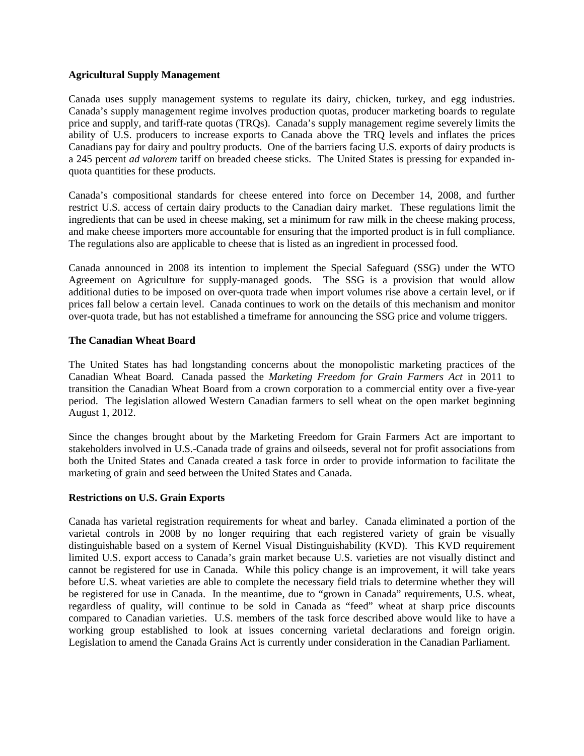**Agricultural Supply Management**

Canada uses supply management systems to regulate its dairy, chicken, turkey, and egg industries. Canada's supply management regime involves production quotas, producer marketing boards to regulate price and supply, and tariff-rate quotas (TRQs). Canada's supply management regime severely limits the ability of U.S. producers to increase exports to Canada above the TRQ levels and inflates the prices Canadians pay for dairy and poultry products. One of the barriers facing U.S. exports of dairy products is a 245 percent *ad valorem* tariff on breaded cheese sticks. The United States is pressing for expanded in-quota quantities for these products.

Canada's compositional standards for cheese entered into force on December 14, 2008, and further restrict U.S. access of certain dairy products to the Canadian dairy market. These regulations limit the ingredients that can be used in cheese making, set a minimum for raw milk in the cheese making process, and make cheese importers more accountable for ensuring that the imported product is in full compliance. The regulations also are applicable to cheese that is listed as an ingredient in processed food.

Canada announced in 2008 its intention to implement the Special Safeguard (SSG) under the WTO Agreement on Agriculture for supply-managed goods. The SSG is a provision that would allow additional duties to be imposed on over-quota trade when import volumes rise above a certain level, or if prices fall below a certain level. Canada continues to work on the details of this mechanism and monitor over-quota trade, but has not established a timeframe for announcing the SSG price and volume triggers.

**The Canadian Wheat Board**

The United States has had longstanding concerns about the monopolistic marketing practices of the Canadian Wheat Board. Canada passed the *Marketing Freedom for Grain Farmers Act* in 2011 to transition the Canadian Wheat Board from a crown corporation to a commercial entity over a five-year period. The legislation allowed Western Canadian farmers to sell wheat on the open market beginning August 1, 2012.

Since the changes brought about by the Marketing Freedom for Grain Farmers Act are important to stakeholders involved in U.S.-Canada trade of grains and oilseeds, several not for profit associations from both the United States and Canada created a task force in order to provide information to facilitate the marketing of grain and seed between the United States and Canada.

**Restrictions on U.S. Grain Exports**

Canada has varietal registration requirements for wheat and barley. Canada eliminated a portion of the varietal controls in 2008 by no longer requiring that each registered variety of grain be visually distinguishable based on a system of Kernel Visual Distinguishability (KVD). This KVD requirement limited U.S. export access to Canada's grain market because U.S. varieties are not visually distinct and cannot be registered for use in Canada. While this policy change is an improvement, it will take years before U.S. wheat varieties are able to complete the necessary field trials to determine whether they will be registered for use in Canada. In the meantime, due to "grown in Canada" requirements, U.S. wheat, regardless of quality, will continue to be sold in Canada as "feed" wheat at sharp price discounts compared to Canadian varieties. U.S. members of the task force described above would like to have a working group established to look at issues concerning varietal declarations and foreign origin. Legislation to amend the Canada Grains Act is currently under consideration in the Canadian Parliament.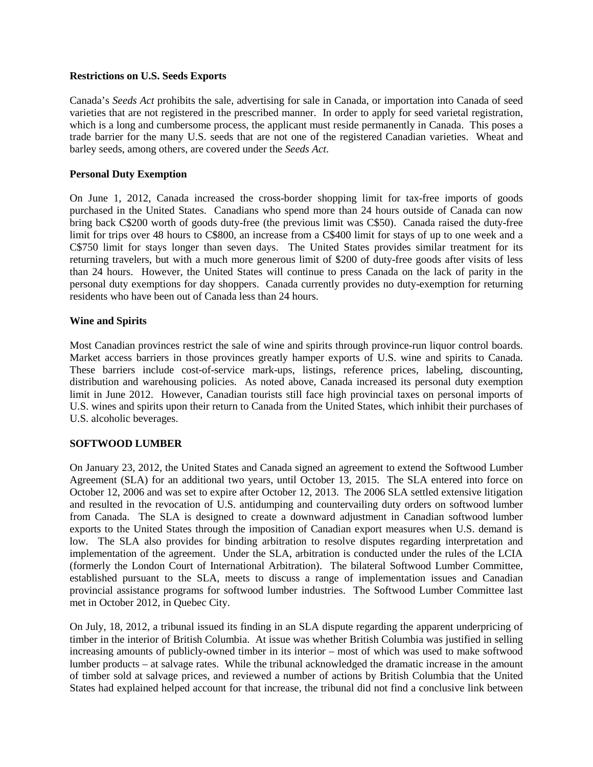**Restrictions on U.S. Seeds Exports**

Canada's *Seeds Act* prohibits the sale, advertising for sale in Canada, or importation into Canada of seed varieties that are not registered in the prescribed manner. In order to apply for seed varietal registration, which is a long and cumbersome process, the applicant must reside permanently in Canada. This poses a trade barrier for the many U.S. seeds that are not one of the registered Canadian varieties. Wheat and barley seeds, among others, are covered under the *Seeds Act*.

**Personal Duty Exemption**

On June 1, 2012, Canada increased the cross-border shopping limit for tax-free imports of goods purchased in the United States. Canadians who spend more than 24 hours outside of Canada can now bring back C$200 worth of goods duty-free (the previous limit was C$50). Canada raised the duty-free limit for trips over 48 hours to C$800, an increase from a C$400 limit for stays of up to one week and a C$750 limit for stays longer than seven days. The United States provides similar treatment for its returning travelers, but with a much more generous limit of $200 of duty-free goods after visits of less than 24 hours. However, the United States will continue to press Canada on the lack of parity in the personal duty exemptions for day shoppers. Canada currently provides no duty-exemption for returning residents who have been out of Canada less than 24 hours.

**Wine and Spirits**

Most Canadian provinces restrict the sale of wine and spirits through province-run liquor control boards. Market access barriers in those provinces greatly hamper exports of U.S. wine and spirits to Canada. These barriers include cost-of-service mark-ups, listings, reference prices, labeling, discounting, distribution and warehousing policies. As noted above, Canada increased its personal duty exemption limit in June 2012. However, Canadian tourists still face high provincial taxes on personal imports of U.S. wines and spirits upon their return to Canada from the United States, which inhibit their purchases of U.S. alcoholic beverages.

**SOFTWOOD LUMBER**

On January 23, 2012, the United States and Canada signed an agreement to extend the Softwood Lumber Agreement (SLA) for an additional two years, until October 13, 2015. The SLA entered into force on October 12, 2006 and was set to expire after October 12, 2013. The 2006 SLA settled extensive litigation and resulted in the revocation of U.S. antidumping and countervailing duty orders on softwood lumber from Canada. The SLA is designed to create a downward adjustment in Canadian softwood lumber exports to the United States through the imposition of Canadian export measures when U.S. demand is low. The SLA also provides for binding arbitration to resolve disputes regarding interpretation and implementation of the agreement. Under the SLA, arbitration is conducted under the rules of the LCIA (formerly the London Court of International Arbitration). The bilateral Softwood Lumber Committee, established pursuant to the SLA, meets to discuss a range of implementation issues and Canadian provincial assistance programs for softwood lumber industries. The Softwood Lumber Committee last met in October 2012, in Quebec City.

On July, 18, 2012, a tribunal issued its finding in an SLA dispute regarding the apparent underpricing of timber in the interior of British Columbia. At issue was whether British Columbia was justified in selling increasing amounts of publicly-owned timber in its interior – most of which was used to make softwood lumber products – at salvage rates. While the tribunal acknowledged the dramatic increase in the amount of timber sold at salvage prices, and reviewed a number of actions by British Columbia that the United States had explained helped account for that increase, the tribunal did not find a conclusive link between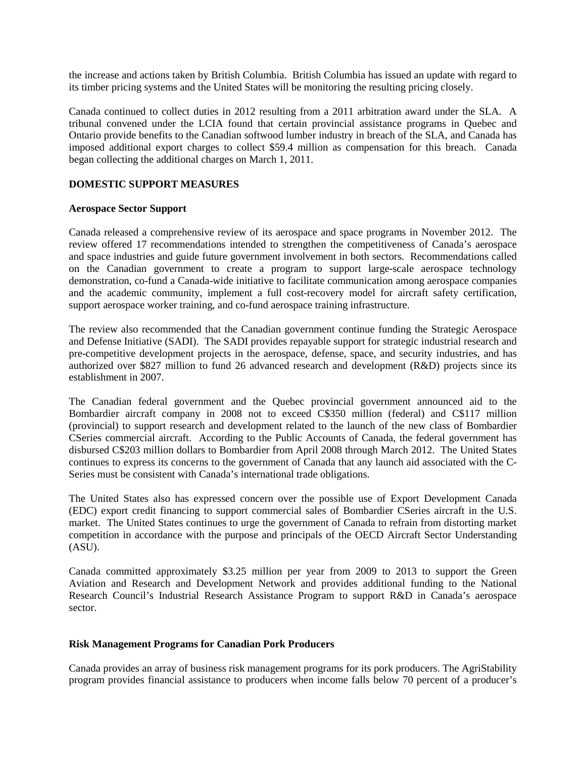the increase and actions taken by British Columbia. British Columbia has issued an update with regard to its timber pricing systems and the United States will be monitoring the resulting pricing closely.

Canada continued to collect duties in 2012 resulting from a 2011 arbitration award under the SLA. A tribunal convened under the LCIA found that certain provincial assistance programs in Quebec and Ontario provide benefits to the Canadian softwood lumber industry in breach of the SLA, and Canada has imposed additional export charges to collect $59.4 million as compensation for this breach. Canada began collecting the additional charges on March 1, 2011.

## DOMESTIC SUPPORT MEASURES

### Aerospace Sector Support

Canada released a comprehensive review of its aerospace and space programs in November 2012. The review offered 17 recommendations intended to strengthen the competitiveness of Canada's aerospace and space industries and guide future government involvement in both sectors. Recommendations called on the Canadian government to create a program to support large-scale aerospace technology demonstration, co-fund a Canada-wide initiative to facilitate communication among aerospace companies and the academic community, implement a full cost-recovery model for aircraft safety certification, support aerospace worker training, and co-fund aerospace training infrastructure.

The review also recommended that the Canadian government continue funding the Strategic Aerospace and Defense Initiative (SADI). The SADI provides repayable support for strategic industrial research and pre-competitive development projects in the aerospace, defense, space, and security industries, and has authorized over $827 million to fund 26 advanced research and development (R&D) projects since its establishment in 2007.

The Canadian federal government and the Quebec provincial government announced aid to the Bombardier aircraft company in 2008 not to exceed C$350 million (federal) and C$117 million (provincial) to support research and development related to the launch of the new class of Bombardier CSeries commercial aircraft. According to the Public Accounts of Canada, the federal government has disbursed C$203 million dollars to Bombardier from April 2008 through March 2012. The United States continues to express its concerns to the government of Canada that any launch aid associated with the C-Series must be consistent with Canada's international trade obligations.

The United States also has expressed concern over the possible use of Export Development Canada (EDC) export credit financing to support commercial sales of Bombardier CSeries aircraft in the U.S. market. The United States continues to urge the government of Canada to refrain from distorting market competition in accordance with the purpose and principals of the OECD Aircraft Sector Understanding (ASU).

Canada committed approximately $3.25 million per year from 2009 to 2013 to support the Green Aviation and Research and Development Network and provides additional funding to the National Research Council's Industrial Research Assistance Program to support R&D in Canada's aerospace sector.

### Risk Management Programs for Canadian Pork Producers

Canada provides an array of business risk management programs for its pork producers. The AgriStability program provides financial assistance to producers when income falls below 70 percent of a producer's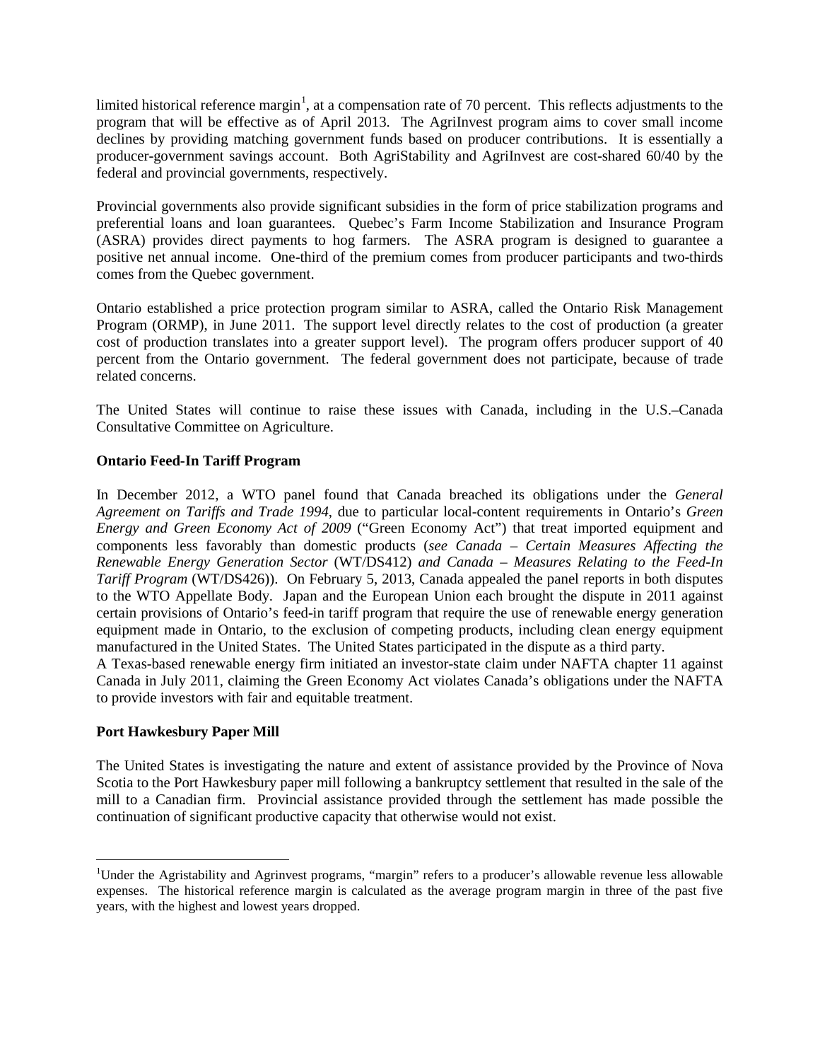limited historical reference margin[1], at a compensation rate of 70 percent. This reflects adjustments to the program that will be effective as of April 2013. The AgriInvest program aims to cover small income declines by providing matching government funds based on producer contributions. It is essentially a producer-government savings account. Both AgriStability and AgriInvest are cost-shared 60/40 by the federal and provincial governments, respectively.

Provincial governments also provide significant subsidies in the form of price stabilization programs and preferential loans and loan guarantees. Quebec's Farm Income Stabilization and Insurance Program (ASRA) provides direct payments to hog farmers. The ASRA program is designed to guarantee a positive net annual income. One-third of the premium comes from producer participants and two-thirds comes from the Quebec government.

Ontario established a price protection program similar to ASRA, called the Ontario Risk Management Program (ORMP), in June 2011. The support level directly relates to the cost of production (a greater cost of production translates into a greater support level). The program offers producer support of 40 percent from the Ontario government. The federal government does not participate, because of trade related concerns.

The United States will continue to raise these issues with Canada, including in the U.S.–Canada Consultative Committee on Agriculture.

**Ontario Feed-In Tariff Program**

In December 2012, a WTO panel found that Canada breached its obligations under the *General Agreement on Tariffs and Trade 1994*, due to particular local-content requirements in Ontario's *Green Energy and Green Economy Act of 2009* ("Green Economy Act") that treat imported equipment and components less favorably than domestic products (*see Canada – Certain Measures Affecting the Renewable Energy Generation Sector* (WT/DS412) *and Canada – Measures Relating to the Feed-In Tariff Program* (WT/DS426)). On February 5, 2013, Canada appealed the panel reports in both disputes to the WTO Appellate Body. Japan and the European Union each brought the dispute in 2011 against certain provisions of Ontario's feed-in tariff program that require the use of renewable energy generation equipment made in Ontario, to the exclusion of competing products, including clean energy equipment manufactured in the United States. The United States participated in the dispute as a third party.

A Texas-based renewable energy firm initiated an investor-state claim under NAFTA chapter 11 against Canada in July 2011, claiming the Green Economy Act violates Canada's obligations under the NAFTA to provide investors with fair and equitable treatment.

**Port Hawkesbury Paper Mill**

The United States is investigating the nature and extent of assistance provided by the Province of Nova Scotia to the Port Hawkesbury paper mill following a bankruptcy settlement that resulted in the sale of the mill to a Canadian firm. Provincial assistance provided through the settlement has made possible the continuation of significant productive capacity that otherwise would not exist.

---

[1]Under the Agristability and Agrinvest programs, "margin" refers to a producer's allowable revenue less allowable expenses. The historical reference margin is calculated as the average program margin in three of the past five years, with the highest and lowest years dropped.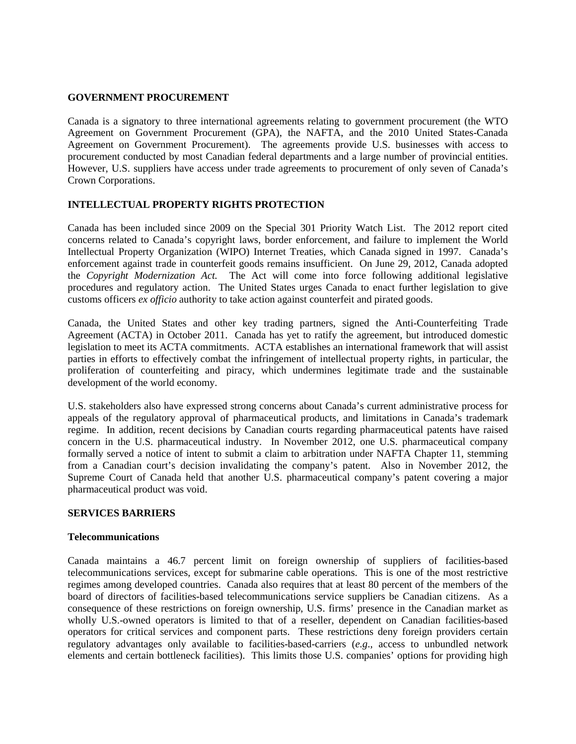## GOVERNMENT PROCUREMENT

Canada is a signatory to three international agreements relating to government procurement (the WTO Agreement on Government Procurement (GPA), the NAFTA, and the 2010 United States-Canada Agreement on Government Procurement). The agreements provide U.S. businesses with access to procurement conducted by most Canadian federal departments and a large number of provincial entities. However, U.S. suppliers have access under trade agreements to procurement of only seven of Canada's Crown Corporations.

## INTELLECTUAL PROPERTY RIGHTS PROTECTION

Canada has been included since 2009 on the Special 301 Priority Watch List. The 2012 report cited concerns related to Canada's copyright laws, border enforcement, and failure to implement the World Intellectual Property Organization (WIPO) Internet Treaties, which Canada signed in 1997. Canada's enforcement against trade in counterfeit goods remains insufficient. On June 29, 2012, Canada adopted the *Copyright Modernization Act.* The Act will come into force following additional legislative procedures and regulatory action. The United States urges Canada to enact further legislation to give customs officers *ex officio* authority to take action against counterfeit and pirated goods.

Canada, the United States and other key trading partners, signed the Anti-Counterfeiting Trade Agreement (ACTA) in October 2011. Canada has yet to ratify the agreement, but introduced domestic legislation to meet its ACTA commitments. ACTA establishes an international framework that will assist parties in efforts to effectively combat the infringement of intellectual property rights, in particular, the proliferation of counterfeiting and piracy, which undermines legitimate trade and the sustainable development of the world economy.

U.S. stakeholders also have expressed strong concerns about Canada's current administrative process for appeals of the regulatory approval of pharmaceutical products, and limitations in Canada's trademark regime. In addition, recent decisions by Canadian courts regarding pharmaceutical patents have raised concern in the U.S. pharmaceutical industry. In November 2012, one U.S. pharmaceutical company formally served a notice of intent to submit a claim to arbitration under NAFTA Chapter 11, stemming from a Canadian court's decision invalidating the company's patent. Also in November 2012, the Supreme Court of Canada held that another U.S. pharmaceutical company's patent covering a major pharmaceutical product was void.

## SERVICES BARRIERS

### Telecommunications

Canada maintains a 46.7 percent limit on foreign ownership of suppliers of facilities-based telecommunications services, except for submarine cable operations. This is one of the most restrictive regimes among developed countries. Canada also requires that at least 80 percent of the members of the board of directors of facilities-based telecommunications service suppliers be Canadian citizens. As a consequence of these restrictions on foreign ownership, U.S. firms' presence in the Canadian market as wholly U.S.-owned operators is limited to that of a reseller, dependent on Canadian facilities-based operators for critical services and component parts. These restrictions deny foreign providers certain regulatory advantages only available to facilities-based-carriers (*e.g.*, access to unbundled network elements and certain bottleneck facilities). This limits those U.S. companies' options for providing high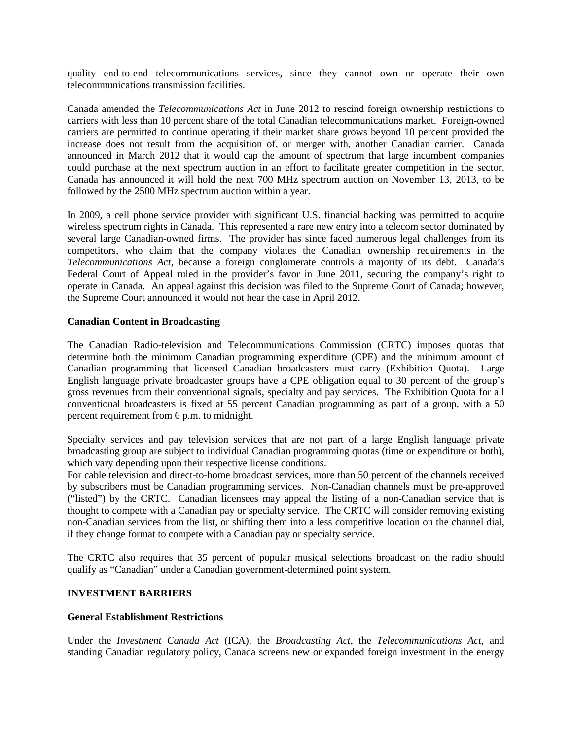quality end-to-end telecommunications services, since they cannot own or operate their own telecommunications transmission facilities.

Canada amended the *Telecommunications Act* in June 2012 to rescind foreign ownership restrictions to carriers with less than 10 percent share of the total Canadian telecommunications market. Foreign-owned carriers are permitted to continue operating if their market share grows beyond 10 percent provided the increase does not result from the acquisition of, or merger with, another Canadian carrier. Canada announced in March 2012 that it would cap the amount of spectrum that large incumbent companies could purchase at the next spectrum auction in an effort to facilitate greater competition in the sector. Canada has announced it will hold the next 700 MHz spectrum auction on November 13, 2013, to be followed by the 2500 MHz spectrum auction within a year.

In 2009, a cell phone service provider with significant U.S. financial backing was permitted to acquire wireless spectrum rights in Canada. This represented a rare new entry into a telecom sector dominated by several large Canadian-owned firms. The provider has since faced numerous legal challenges from its competitors, who claim that the company violates the Canadian ownership requirements in the *Telecommunications Act*, because a foreign conglomerate controls a majority of its debt. Canada's Federal Court of Appeal ruled in the provider's favor in June 2011, securing the company's right to operate in Canada. An appeal against this decision was filed to the Supreme Court of Canada; however, the Supreme Court announced it would not hear the case in April 2012.

**Canadian Content in Broadcasting**

The Canadian Radio-television and Telecommunications Commission (CRTC) imposes quotas that determine both the minimum Canadian programming expenditure (CPE) and the minimum amount of Canadian programming that licensed Canadian broadcasters must carry (Exhibition Quota). Large English language private broadcaster groups have a CPE obligation equal to 30 percent of the group's gross revenues from their conventional signals, specialty and pay services. The Exhibition Quota for all conventional broadcasters is fixed at 55 percent Canadian programming as part of a group, with a 50 percent requirement from 6 p.m. to midnight.

Specialty services and pay television services that are not part of a large English language private broadcasting group are subject to individual Canadian programming quotas (time or expenditure or both), which vary depending upon their respective license conditions.

For cable television and direct-to-home broadcast services, more than 50 percent of the channels received by subscribers must be Canadian programming services. Non-Canadian channels must be pre-approved ("listed") by the CRTC. Canadian licensees may appeal the listing of a non-Canadian service that is thought to compete with a Canadian pay or specialty service. The CRTC will consider removing existing non-Canadian services from the list, or shifting them into a less competitive location on the channel dial, if they change format to compete with a Canadian pay or specialty service.

The CRTC also requires that 35 percent of popular musical selections broadcast on the radio should qualify as "Canadian" under a Canadian government-determined point system.

**INVESTMENT BARRIERS**

**General Establishment Restrictions**

Under the *Investment Canada Act* (ICA), the *Broadcasting Act*, the *Telecommunications Act*, and standing Canadian regulatory policy, Canada screens new or expanded foreign investment in the energy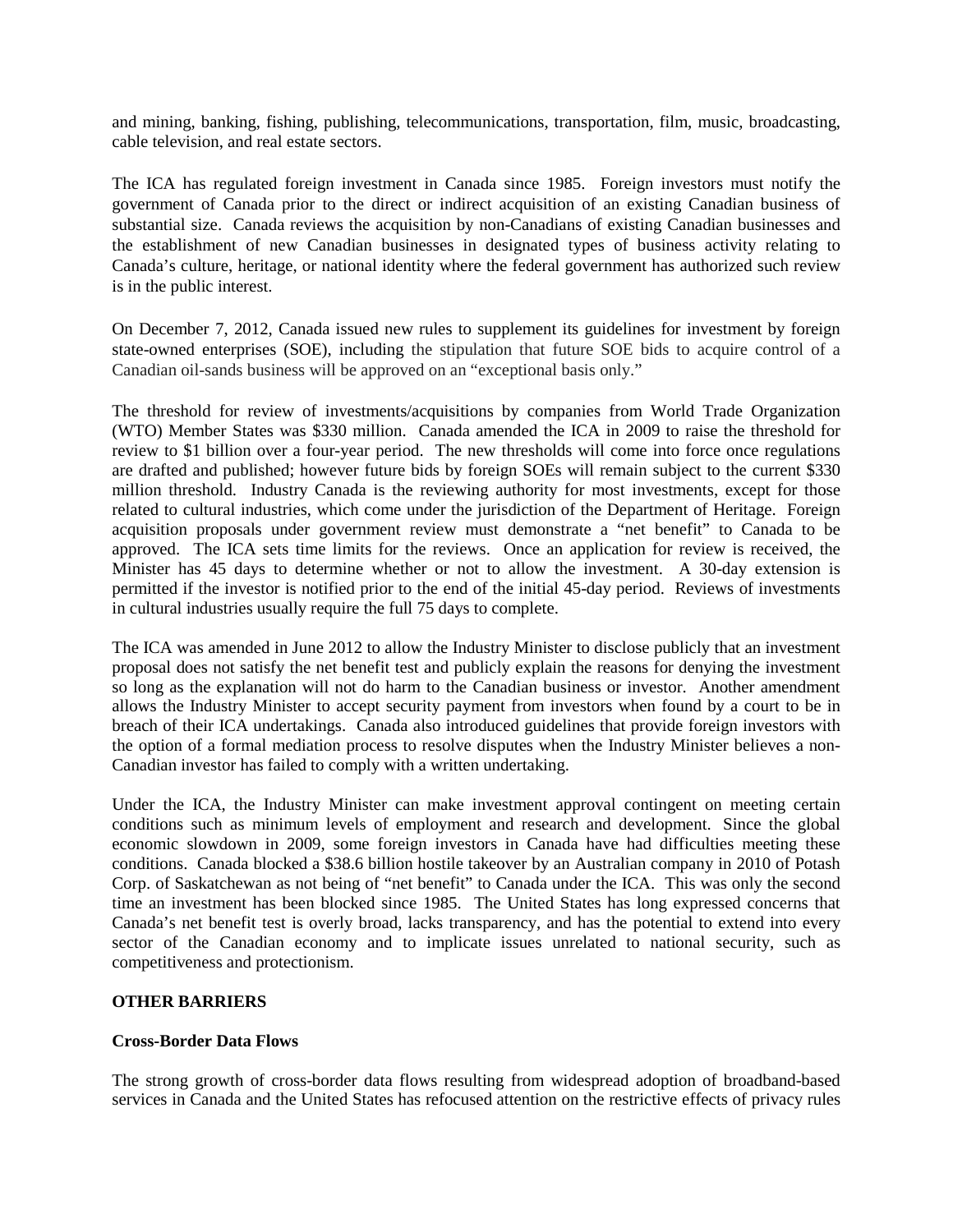and mining, banking, fishing, publishing, telecommunications, transportation, film, music, broadcasting, cable television, and real estate sectors.

The ICA has regulated foreign investment in Canada since 1985. Foreign investors must notify the government of Canada prior to the direct or indirect acquisition of an existing Canadian business of substantial size. Canada reviews the acquisition by non-Canadians of existing Canadian businesses and the establishment of new Canadian businesses in designated types of business activity relating to Canada's culture, heritage, or national identity where the federal government has authorized such review is in the public interest.

On December 7, 2012, Canada issued new rules to supplement its guidelines for investment by foreign state-owned enterprises (SOE), including the stipulation that future SOE bids to acquire control of a Canadian oil-sands business will be approved on an "exceptional basis only."

The threshold for review of investments/acquisitions by companies from World Trade Organization (WTO) Member States was $330 million. Canada amended the ICA in 2009 to raise the threshold for review to $1 billion over a four-year period. The new thresholds will come into force once regulations are drafted and published; however future bids by foreign SOEs will remain subject to the current $330 million threshold. Industry Canada is the reviewing authority for most investments, except for those related to cultural industries, which come under the jurisdiction of the Department of Heritage. Foreign acquisition proposals under government review must demonstrate a "net benefit" to Canada to be approved. The ICA sets time limits for the reviews. Once an application for review is received, the Minister has 45 days to determine whether or not to allow the investment. A 30-day extension is permitted if the investor is notified prior to the end of the initial 45-day period. Reviews of investments in cultural industries usually require the full 75 days to complete.

The ICA was amended in June 2012 to allow the Industry Minister to disclose publicly that an investment proposal does not satisfy the net benefit test and publicly explain the reasons for denying the investment so long as the explanation will not do harm to the Canadian business or investor. Another amendment allows the Industry Minister to accept security payment from investors when found by a court to be in breach of their ICA undertakings. Canada also introduced guidelines that provide foreign investors with the option of a formal mediation process to resolve disputes when the Industry Minister believes a non-Canadian investor has failed to comply with a written undertaking.

Under the ICA, the Industry Minister can make investment approval contingent on meeting certain conditions such as minimum levels of employment and research and development. Since the global economic slowdown in 2009, some foreign investors in Canada have had difficulties meeting these conditions. Canada blocked a $38.6 billion hostile takeover by an Australian company in 2010 of Potash Corp. of Saskatchewan as not being of "net benefit" to Canada under the ICA. This was only the second time an investment has been blocked since 1985. The United States has long expressed concerns that Canada's net benefit test is overly broad, lacks transparency, and has the potential to extend into every sector of the Canadian economy and to implicate issues unrelated to national security, such as competitiveness and protectionism.

## OTHER BARRIERS

### Cross-Border Data Flows

The strong growth of cross-border data flows resulting from widespread adoption of broadband-based services in Canada and the United States has refocused attention on the restrictive effects of privacy rules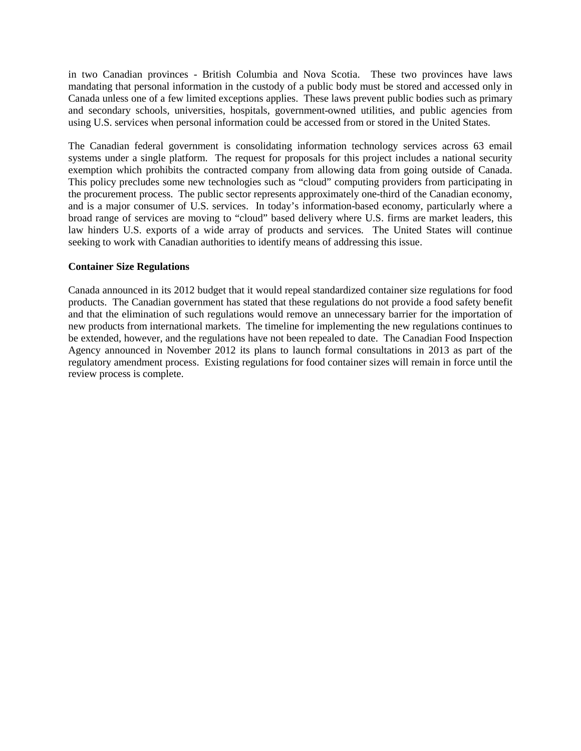in two Canadian provinces - British Columbia and Nova Scotia. These two provinces have laws mandating that personal information in the custody of a public body must be stored and accessed only in Canada unless one of a few limited exceptions applies. These laws prevent public bodies such as primary and secondary schools, universities, hospitals, government-owned utilities, and public agencies from using U.S. services when personal information could be accessed from or stored in the United States.

The Canadian federal government is consolidating information technology services across 63 email systems under a single platform. The request for proposals for this project includes a national security exemption which prohibits the contracted company from allowing data from going outside of Canada. This policy precludes some new technologies such as "cloud" computing providers from participating in the procurement process. The public sector represents approximately one-third of the Canadian economy, and is a major consumer of U.S. services. In today's information-based economy, particularly where a broad range of services are moving to "cloud" based delivery where U.S. firms are market leaders, this law hinders U.S. exports of a wide array of products and services. The United States will continue seeking to work with Canadian authorities to identify means of addressing this issue.

**Container Size Regulations**

Canada announced in its 2012 budget that it would repeal standardized container size regulations for food products. The Canadian government has stated that these regulations do not provide a food safety benefit and that the elimination of such regulations would remove an unnecessary barrier for the importation of new products from international markets. The timeline for implementing the new regulations continues to be extended, however, and the regulations have not been repealed to date. The Canadian Food Inspection Agency announced in November 2012 its plans to launch formal consultations in 2013 as part of the regulatory amendment process. Existing regulations for food container sizes will remain in force until the review process is complete.